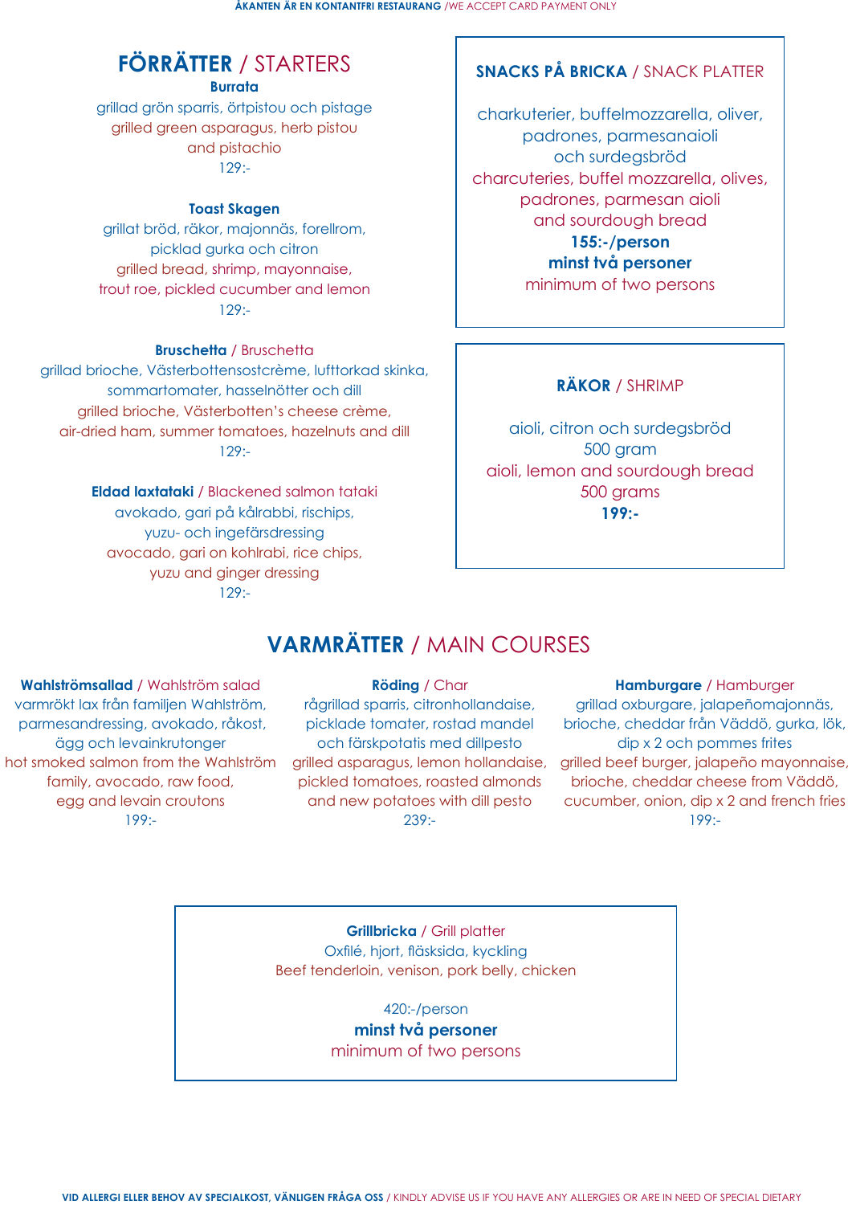**ÅKANTEN ÄR EN KONTANTFRI RESTAURANG** / WE ACCEPT CARD PAYMENT ONLY

## FÖRRÄTTER / STARTERS

**Burrata**
grillad grön sparris, örtpistou och pistage
grilled green asparagus, herb pistou and pistachio
129:-

**Toast Skagen**
grillat bröd, räkor, majonnäs, forellrom, picklad gurka och citron
grilled bread, shrimp, mayonnaise, trout roe, pickled cucumber and lemon
129:-

**Bruschetta** / Bruschetta
grillad brioche, Västerbottensostcrème, lufttorkad skinka, sommartomater, hasselnötter och dill
grilled brioche, Västerbotten's cheese crème, air-dried ham, summer tomatoes, hazelnuts and dill
129:-

**Eldad laxtataki** / Blackened salmon tataki
avokado, gari på kålrabbi, rischips, yuzu- och ingefärsdressing
avocado, gari on kohlrabi, rice chips, yuzu and ginger dressing
129:-

## SNACKS PÅ BRICKA / SNACK PLATTER

charkuterier, buffelmozzarella, oliver, padrones, parmesanaioli och surdegsbröd
charcuteries, buffel mozzarella, olives, padrones, parmesan aioli and sourdough bread
**155:-/person**
**minst två personer**
minimum of two persons

## RÄKOR / SHRIMP

aioli, citron och surdegsbröd
500 gram
aioli, lemon and sourdough bread
500 grams
**199:-**

## VARMRÄTTER / MAIN COURSES

**Wahlströmsallad** / Wahlström salad
varmrökt lax från familjen Wahlström, parmesandressing, avokado, råkost, ägg och levainkrutonger
hot smoked salmon from the Wahlström family, avocado, raw food, egg and levain croutons
199:-

**Röding** / Char
rågrillad sparris, citronhollandaise, picklade tomater, rostad mandel och färskpotatis med dillpesto
grilled asparagus, lemon hollandaise, pickled tomatoes, roasted almonds and new potatoes with dill pesto
239:-

**Hamburgare** / Hamburger
grillad oxburgare, jalapeñomajonnäs, brioche, cheddar från Väddö, gurka, lök, dip x 2 och pommes frites
grilled beef burger, jalapeño mayonnaise, brioche, cheddar cheese from Väddö, cucumber, onion, dip x 2 and french fries
199:-

**Grillbricka** / Grill platter
Oxfilé, hjort, fläsksida, kyckling
Beef tenderloin, venison, pork belly, chicken

420:-/person
**minst två personer**
minimum of two persons

**VID ALLERGI ELLER BEHOV AV SPECIALKOST, VÄNLIGEN FRÅGA OSS** / KINDLY ADVISE US IF YOU HAVE ANY ALLERGIES OR ARE IN NEED OF SPECIAL DIETARY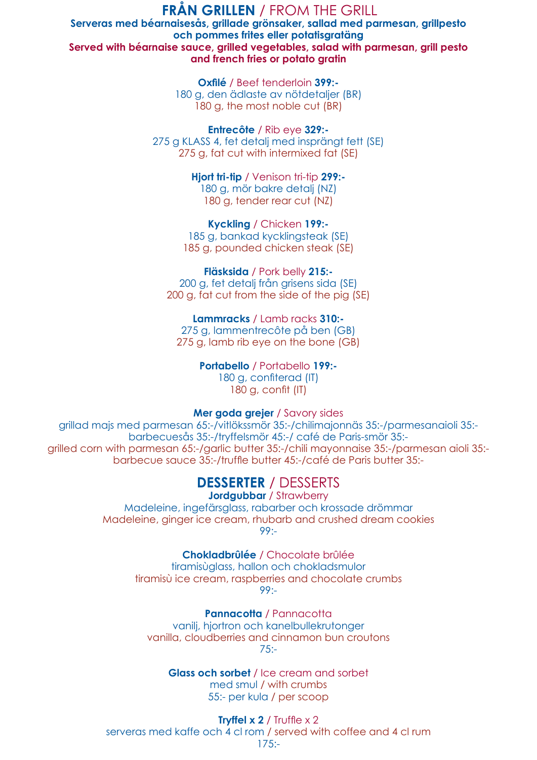## **FRÅN GRILLEN** / FROM THE GRILL

**Serveras med béarnaisesås, grillade grönsaker, sallad med parmesan, grillpesto och pommes frites eller potatisgratäng**

**Served with béarnaise sauce, grilled vegetables, salad with parmesan, grill pesto and french fries or potato gratin**

**Oxfilé** / Beef tenderloin **399:-**
180 g, den ädlaste av nötdetaljer (BR)
180 g, the most noble cut (BR)

**Entrecôte** / Rib eye **329:-**
275 g KLASS 4, fet detalj med insprängt fett (SE)
275 g, fat cut with intermixed fat (SE)

**Hjort tri-tip** / Venison tri-tip **299:-**
180 g, mör bakre detalj (NZ)
180 g, tender rear cut (NZ)

**Kyckling** / Chicken **199:-**
185 g, bankad kycklingsteak (SE)
185 g, pounded chicken steak (SE)

**Fläsksida** / Pork belly **215:-**
200 g, fet detalj från grisens sida (SE)
200 g, fat cut from the side of the pig (SE)

**Lammracks** / Lamb racks **310:-**
275 g, lammentrecôte på ben (GB)
275 g, lamb rib eye on the bone (GB)

**Portabello** / Portabello **199:-**
180 g, confiterad (IT)
180 g, confit (IT)

**Mer goda grejer** / Savory sides
grillad majs med parmesan 65:-/vitlökssmör 35:-/chilimajonnäs 35:-/parmesanaioli 35:-
barbecuesås 35:-/tryffelsmör 45:-/ café de Paris-smör 35:-
grilled corn with parmesan 65:-/garlic butter 35:-/chili mayonnaise 35:-/parmesan aioli 35:-
barbecue sauce 35:-/truffle butter 45:-/café de Paris butter 35:-

## **DESSERTER** / DESSERTS

**Jordgubbar** / Strawberry
Madeleine, ingefärsglass, rabarber och krossade drömmar
Madeleine, ginger ice cream, rhubarb and crushed dream cookies
99:-

**Chokladbrûlée** / Chocolate brûlée
tiramisùglass, hallon och chokladsmulor
tiramisù ice cream, raspberries and chocolate crumbs
99:-

**Pannacotta** / Pannacotta
vanilj, hjortron och kanelbullekrutonger
vanilla, cloudberries and cinnamon bun croutons
75:-

**Glass och sorbet** / Ice cream and sorbet
med smul / with crumbs
55:- per kula / per scoop

**Tryffel x 2** / Truffle x 2
serveras med kaffe och 4 cl rom / served with coffee and 4 cl rum
175:-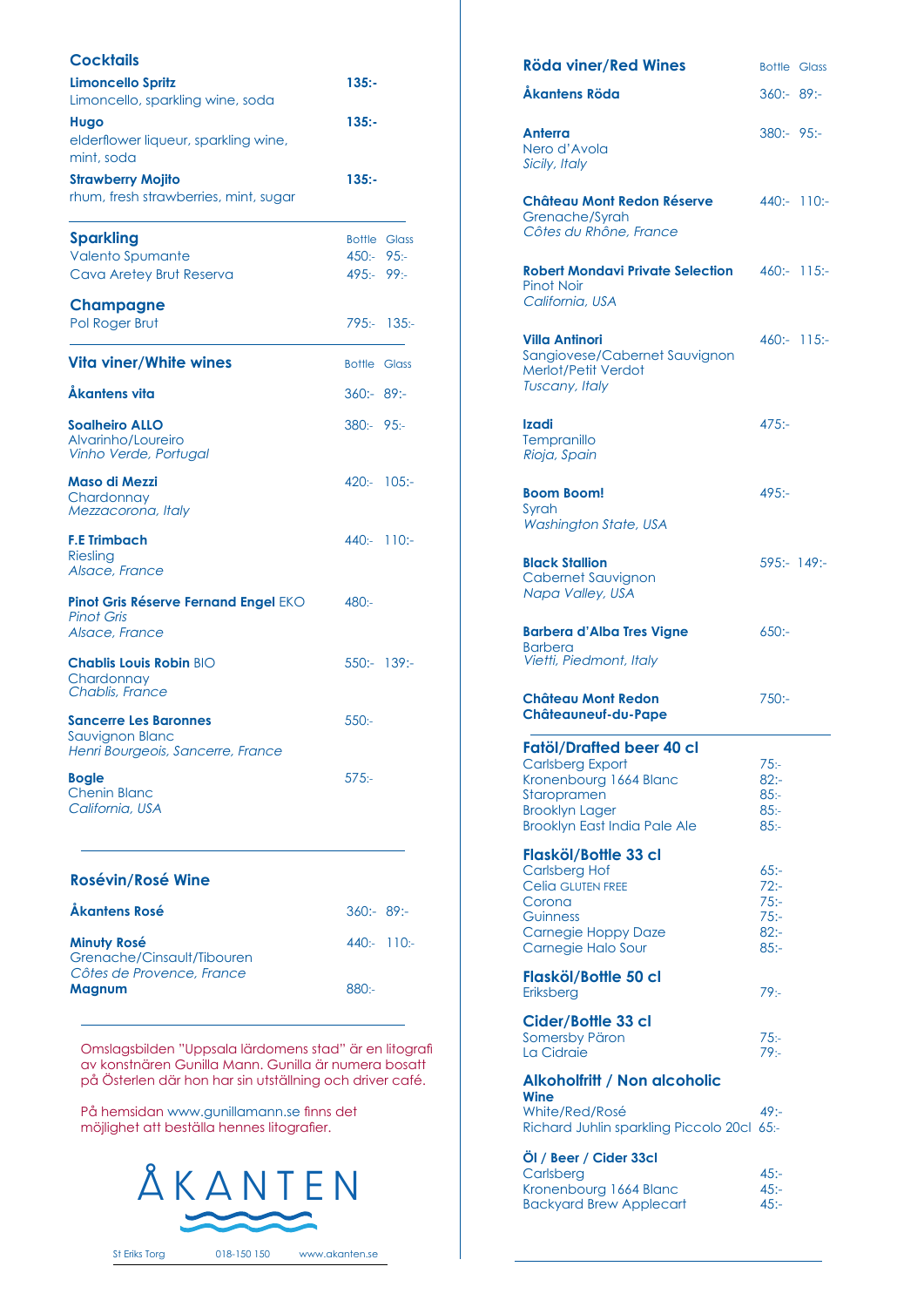## Cocktails

| | |
|---|---|
| **Limoncello Spritz**<br>Limoncello, sparkling wine, soda | **135:-** |
| **Hugo**<br>elderflower liqueur, sparkling wine, mint, soda | **135:-** |
| **Strawberry Mojito**<br>rhum, fresh strawberries, mint, sugar | **135:-** |

## Sparkling

| | Bottle | Glass |
|---|---|---|
| Valento Spumante | 450:- | 95:- |
| Cava Aretey Brut Reserva | 495:- | 99:- |

## Champagne

| | | |
|---|---|---|
| Pol Roger Brut | 795:- | 135:- |

## Vita viner/White wines

| | Bottle | Glass |
|---|---|---|
| **Åkantens vita** | 360:- | 89:- |
| **Soalheiro ALLO**<br>Alvarinho/Loureiro<br>*Vinho Verde, Portugal* | 380:- | 95:- |
| **Maso di Mezzi**<br>Chardonnay<br>*Mezzacorona, Italy* | 420:- | 105:- |
| **F.E Trimbach**<br>Riesling<br>*Alsace, France* | 440:- | 110:- |
| **Pinot Gris Réserve Fernand Engel** EKO<br>*Pinot Gris*<br>*Alsace, France* | 480:- | |
| **Chablis Louis Robin** BIO<br>Chardonnay<br>*Chablis, France* | 550:- | 139:- |
| **Sancerre Les Baronnes**<br>Sauvignon Blanc<br>*Henri Bourgeois, Sancerre, France* | 550:- | |
| **Bogle**<br>Chenin Blanc<br>*California, USA* | 575:- | |

## Rosévin/Rosé Wine

| | | |
|---|---|---|
| **Åkantens Rosé** | 360:- | 89:- |
| **Minuty Rosé**<br>Grenache/Cinsault/Tibouren<br>*Côtes de Provence, France* | 440:- | 110:- |
| **Magnum** | 880:- | |

Omslagsbilden "Uppsala lärdomens stad" är en litografi av konstnären Gunilla Mann. Gunilla är numera bosatt på Österlen där hon har sin utställning och driver café.

På hemsidan www.gunillamann.se finns det möjlighet att beställa hennes litografier.

ÅKANTEN

St Eriks Torg 018-150 150 www.akanten.se

## Röda viner/Red Wines

| | Bottle | Glass |
|---|---|---|
| **Åkantens Röda** | 360:- | 89:- |
| **Anterra**<br>Nero d'Avola<br>*Sicily, Italy* | 380:- | 95:- |
| **Château Mont Redon Réserve**<br>Grenache/Syrah<br>*Côtes du Rhône, France* | 440:- | 110:- |
| **Robert Mondavi Private Selection**<br>Pinot Noir<br>*California, USA* | 460:- | 115:- |
| **Villa Antinori**<br>Sangiovese/Cabernet Sauvignon<br>Merlot/Petit Verdot<br>*Tuscany, Italy* | 460:- | 115:- |
| **Izadi**<br>Tempranillo<br>*Rioja, Spain* | 475:- | |
| **Boom Boom!**<br>Syrah<br>*Washington State, USA* | 495:- | |
| **Black Stallion**<br>Cabernet Sauvignon<br>*Napa Valley, USA* | 595:- | 149:- |
| **Barbera d'Alba Tres Vigne**<br>Barbera<br>*Vietti, Piedmont, Italy* | 650:- | |
| **Château Mont Redon**<br>**Châteauneuf-du-Pape** | 750:- | |

## Fatöl/Drafted beer 40 cl

| | |
|---|---|
| Carlsberg Export | 75:- |
| Kronenbourg 1664 Blanc | 82:- |
| Staropramen | 85:- |
| Brooklyn Lager | 85:- |
| Brooklyn East India Pale Ale | 85:- |

## Flasköl/Bottle 33 cl

| | |
|---|---|
| Carlsberg Hof | 65:- |
| Celia GLUTEN FREE | 72:- |
| Corona | 75:- |
| Guinness | 75:- |
| Carnegie Hoppy Daze | 82:- |
| Carnegie Halo Sour | 85:- |

## Flasköl/Bottle 50 cl

| | |
|---|---|
| Eriksberg | 79:- |

## Cider/Bottle 33 cl

| | |
|---|---|
| Somersby Päron | 75:- |
| La Cidraie | 79:- |

## Alkoholfritt / Non alcoholic

**Wine**

| | |
|---|---|
| White/Red/Rosé | 49:- |
| Richard Juhlin sparkling Piccolo 20cl | 65:- |

**Öl / Beer / Cider 33cl**

| | |
|---|---|
| Carlsberg | 45:- |
| Kronenbourg 1664 Blanc | 45:- |
| Backyard Brew Applecart | 45:- |